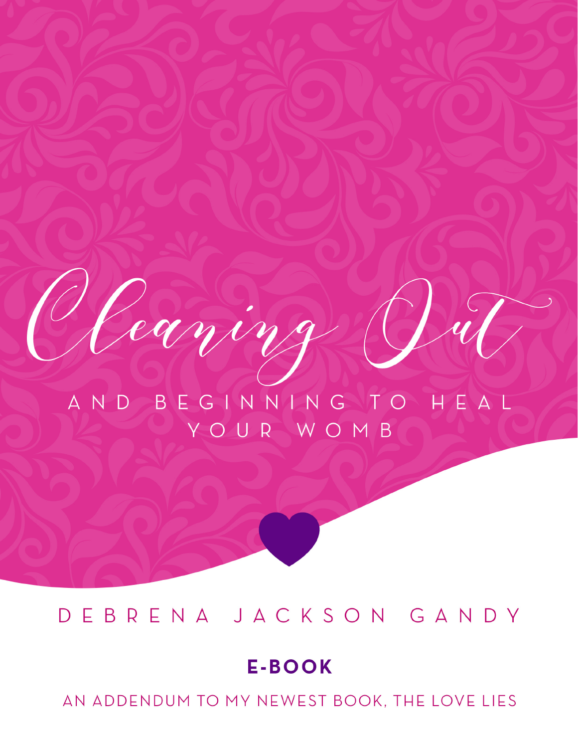# Cleaning Out

## AND BEGINNING TO HEAL YOUR WOMB

DEBRENA JACKSON GANDY

**E-BOOK**

AN ADDENDUM TO MY NEWEST BOOK, THE LOVE LIES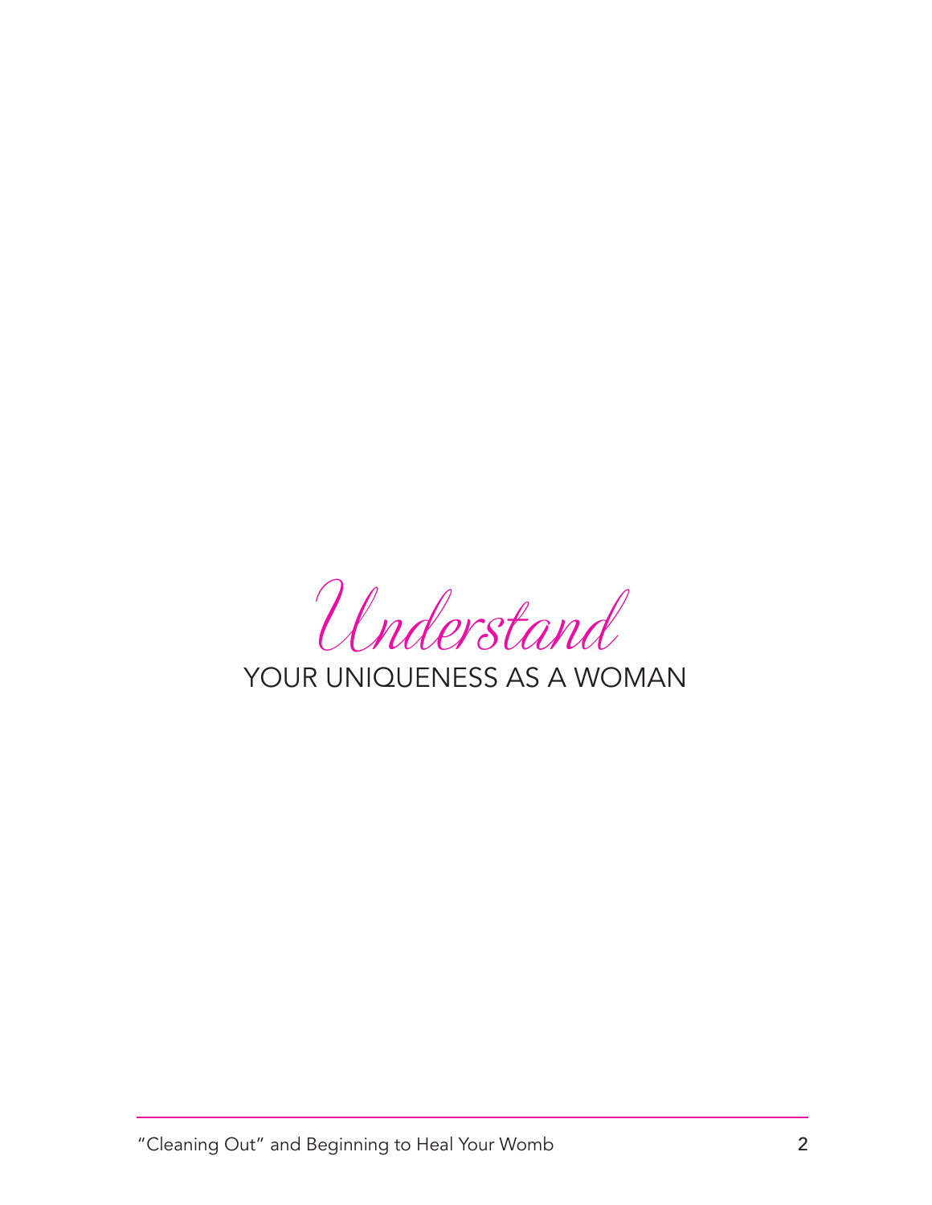# *Understand* YOUR UNIQUENESS AS A WOMAN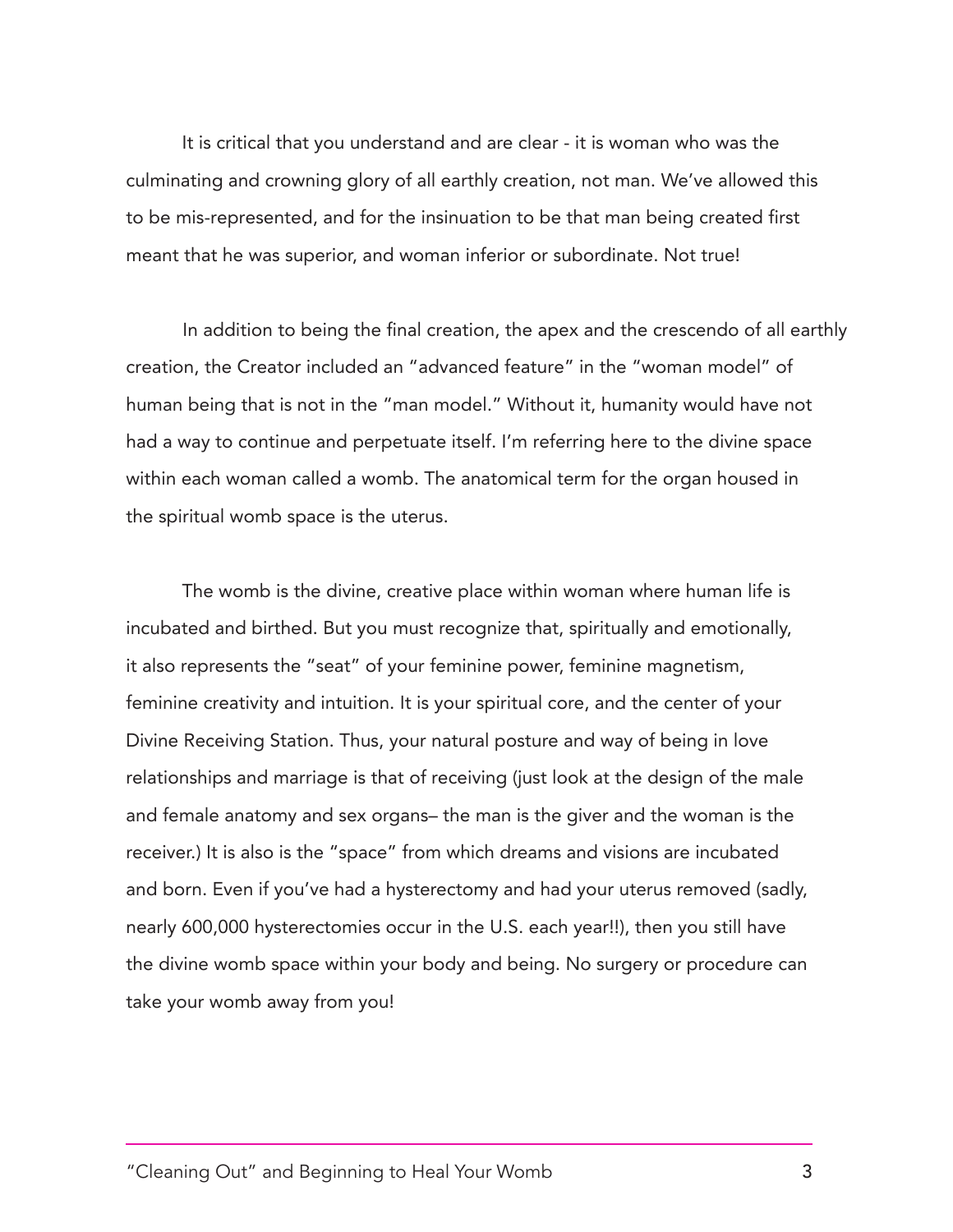It is critical that you understand and are clear - it is woman who was the culminating and crowning glory of all earthly creation, not man. We've allowed this to be mis-represented, and for the insinuation to be that man being created first meant that he was superior, and woman inferior or subordinate. Not true!

In addition to being the final creation, the apex and the crescendo of all earthly creation, the Creator included an "advanced feature" in the "woman model" of human being that is not in the "man model." Without it, humanity would have not had a way to continue and perpetuate itself. I'm referring here to the divine space within each woman called a womb. The anatomical term for the organ housed in the spiritual womb space is the uterus.

The womb is the divine, creative place within woman where human life is incubated and birthed. But you must recognize that, spiritually and emotionally, it also represents the "seat" of your feminine power, feminine magnetism, feminine creativity and intuition. It is your spiritual core, and the center of your Divine Receiving Station. Thus, your natural posture and way of being in love relationships and marriage is that of receiving (just look at the design of the male and female anatomy and sex organs– the man is the giver and the woman is the receiver.) It is also is the "space" from which dreams and visions are incubated and born. Even if you've had a hysterectomy and had your uterus removed (sadly, nearly 600,000 hysterectomies occur in the U.S. each year!!), then you still have the divine womb space within your body and being. No surgery or procedure can take your womb away from you!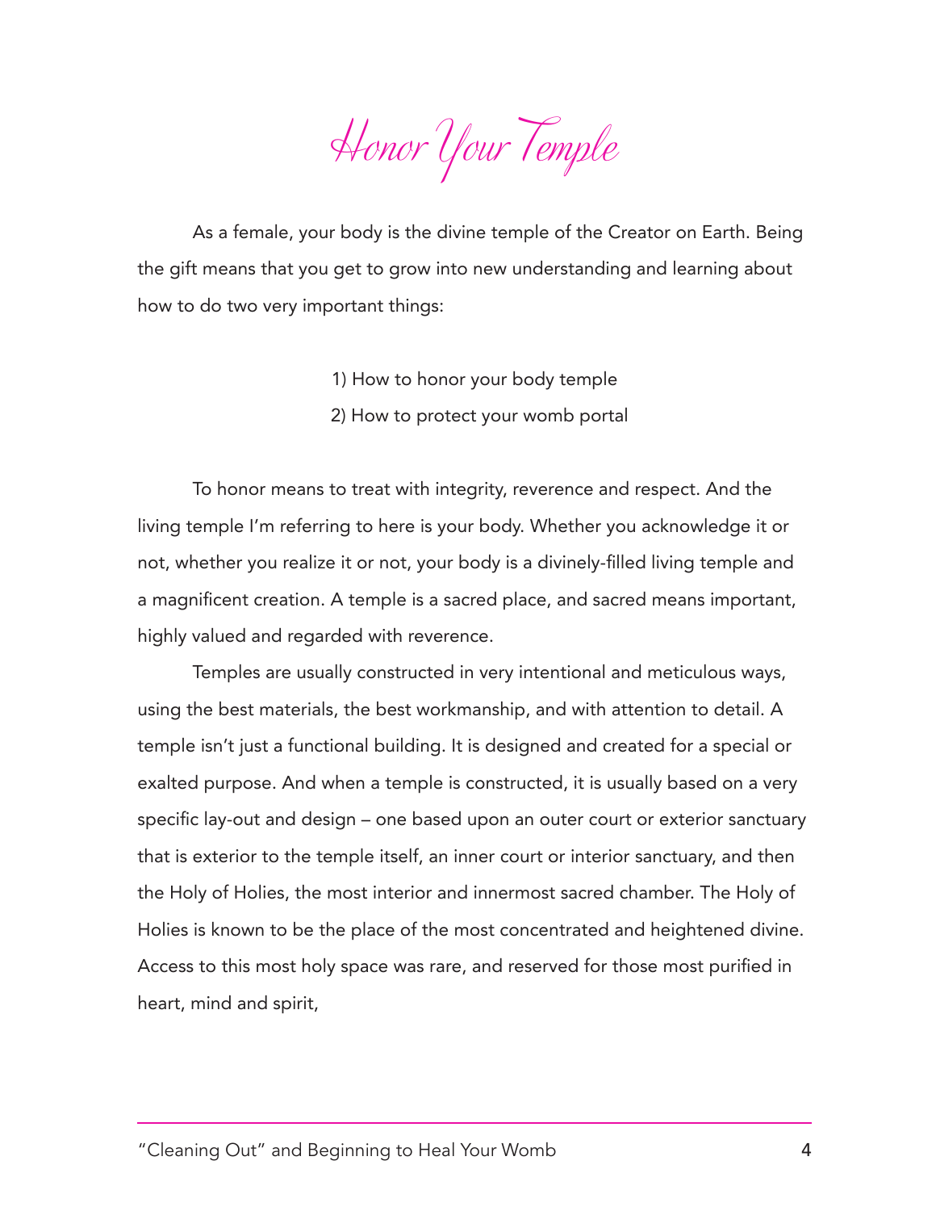# Honor Your Temple

As a female, your body is the divine temple of the Creator on Earth. Being the gift means that you get to grow into new understanding and learning about how to do two very important things:

1) How to honor your body temple
2) How to protect your womb portal

To honor means to treat with integrity, reverence and respect. And the living temple I'm referring to here is your body. Whether you acknowledge it or not, whether you realize it or not, your body is a divinely-filled living temple and a magnificent creation. A temple is a sacred place, and sacred means important, highly valued and regarded with reverence.

Temples are usually constructed in very intentional and meticulous ways, using the best materials, the best workmanship, and with attention to detail. A temple isn't just a functional building. It is designed and created for a special or exalted purpose. And when a temple is constructed, it is usually based on a very specific lay-out and design – one based upon an outer court or exterior sanctuary that is exterior to the temple itself, an inner court or interior sanctuary, and then the Holy of Holies, the most interior and innermost sacred chamber. The Holy of Holies is known to be the place of the most concentrated and heightened divine. Access to this most holy space was rare, and reserved for those most purified in heart, mind and spirit,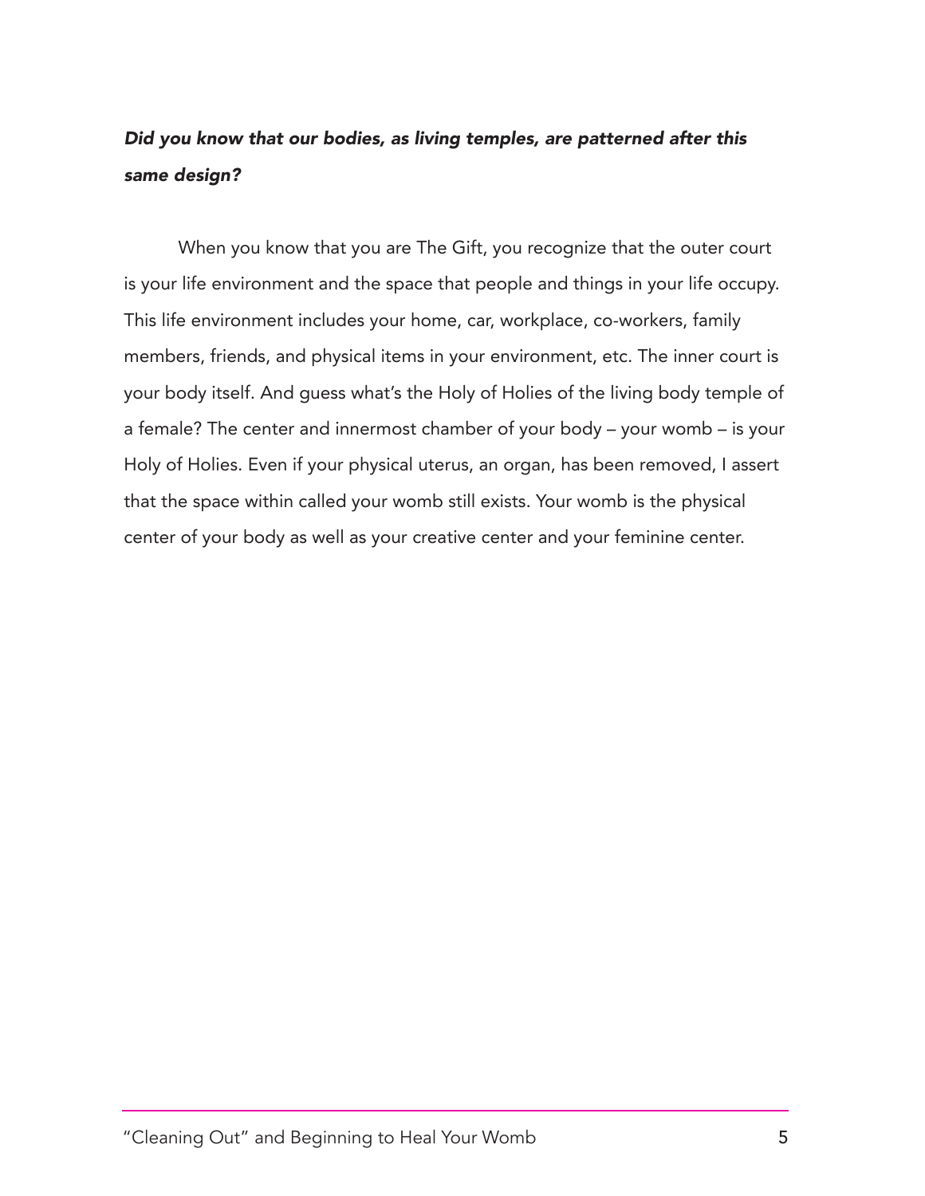***Did you know that our bodies, as living temples, are patterned after this same design?***

When you know that you are The Gift, you recognize that the outer court is your life environment and the space that people and things in your life occupy. This life environment includes your home, car, workplace, co-workers, family members, friends, and physical items in your environment, etc. The inner court is your body itself. And guess what's the Holy of Holies of the living body temple of a female? The center and innermost chamber of your body – your womb – is your Holy of Holies. Even if your physical uterus, an organ, has been removed, I assert that the space within called your womb still exists. Your womb is the physical center of your body as well as your creative center and your feminine center.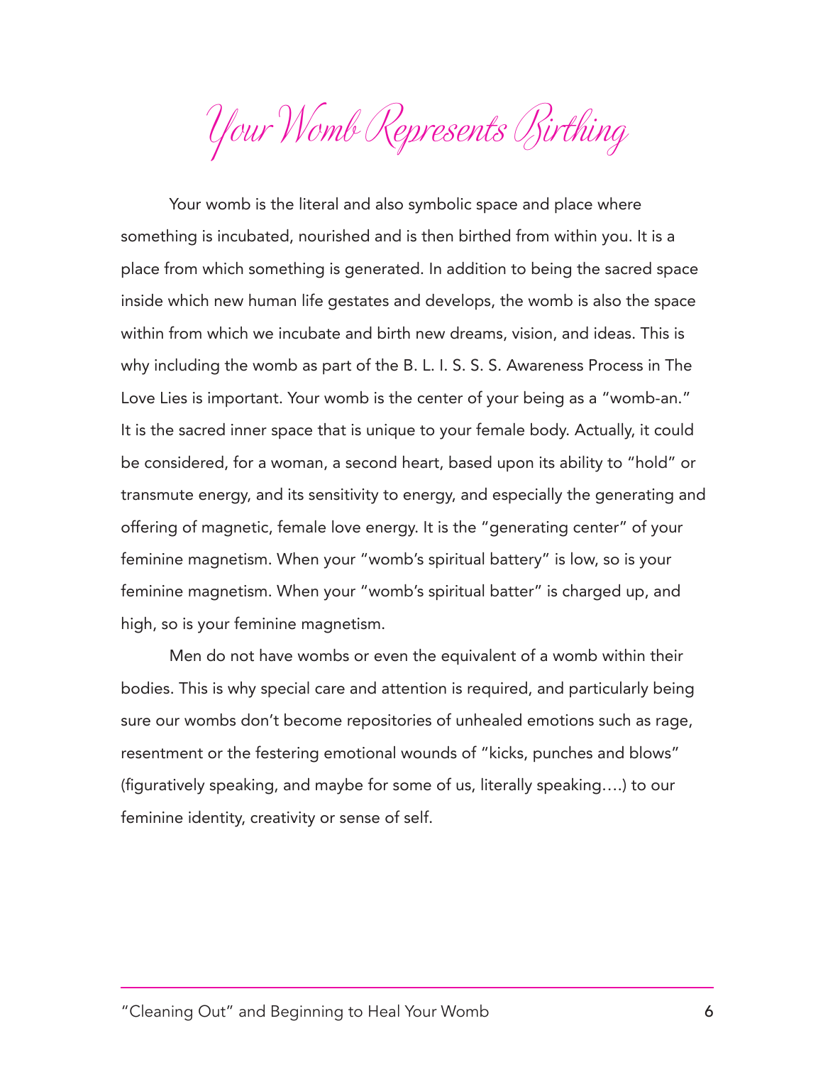# Your Womb Represents Birthing

Your womb is the literal and also symbolic space and place where something is incubated, nourished and is then birthed from within you. It is a place from which something is generated. In addition to being the sacred space inside which new human life gestates and develops, the womb is also the space within from which we incubate and birth new dreams, vision, and ideas. This is why including the womb as part of the B. L. I. S. S. S. Awareness Process in The Love Lies is important. Your womb is the center of your being as a "womb-an." It is the sacred inner space that is unique to your female body. Actually, it could be considered, for a woman, a second heart, based upon its ability to "hold" or transmute energy, and its sensitivity to energy, and especially the generating and offering of magnetic, female love energy. It is the "generating center" of your feminine magnetism. When your "womb's spiritual battery" is low, so is your feminine magnetism. When your "womb's spiritual batter" is charged up, and high, so is your feminine magnetism.

Men do not have wombs or even the equivalent of a womb within their bodies. This is why special care and attention is required, and particularly being sure our wombs don't become repositories of unhealed emotions such as rage, resentment or the festering emotional wounds of "kicks, punches and blows" (figuratively speaking, and maybe for some of us, literally speaking….) to our feminine identity, creativity or sense of self.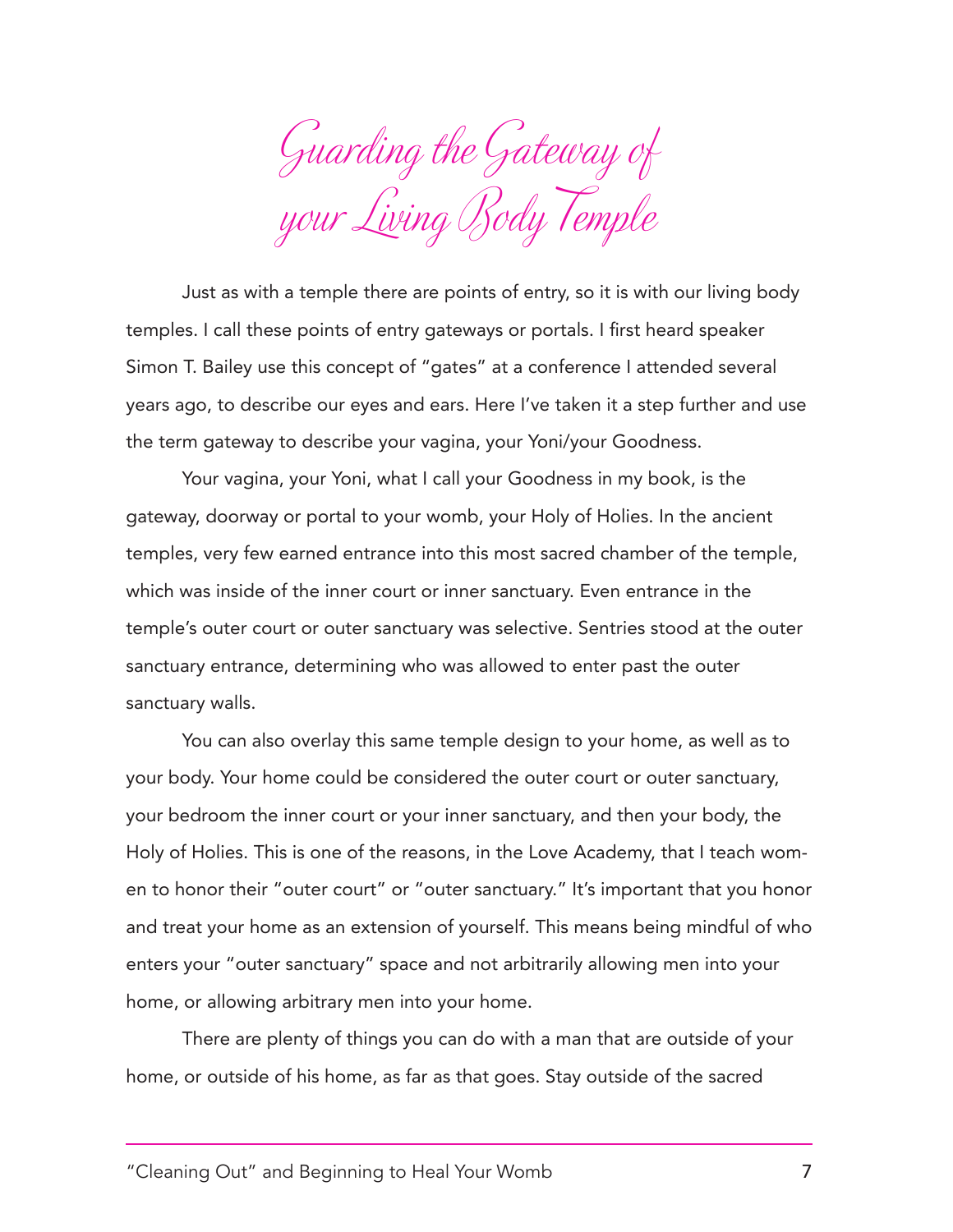# Guarding the Gateway of your Living Body Temple

Just as with a temple there are points of entry, so it is with our living body temples. I call these points of entry gateways or portals. I first heard speaker Simon T. Bailey use this concept of "gates" at a conference I attended several years ago, to describe our eyes and ears. Here I've taken it a step further and use the term gateway to describe your vagina, your Yoni/your Goodness.

Your vagina, your Yoni, what I call your Goodness in my book, is the gateway, doorway or portal to your womb, your Holy of Holies. In the ancient temples, very few earned entrance into this most sacred chamber of the temple, which was inside of the inner court or inner sanctuary. Even entrance in the temple's outer court or outer sanctuary was selective. Sentries stood at the outer sanctuary entrance, determining who was allowed to enter past the outer sanctuary walls.

You can also overlay this same temple design to your home, as well as to your body. Your home could be considered the outer court or outer sanctuary, your bedroom the inner court or your inner sanctuary, and then your body, the Holy of Holies. This is one of the reasons, in the Love Academy, that I teach women to honor their "outer court" or "outer sanctuary." It's important that you honor and treat your home as an extension of yourself. This means being mindful of who enters your "outer sanctuary" space and not arbitrarily allowing men into your home, or allowing arbitrary men into your home.

There are plenty of things you can do with a man that are outside of your home, or outside of his home, as far as that goes. Stay outside of the sacred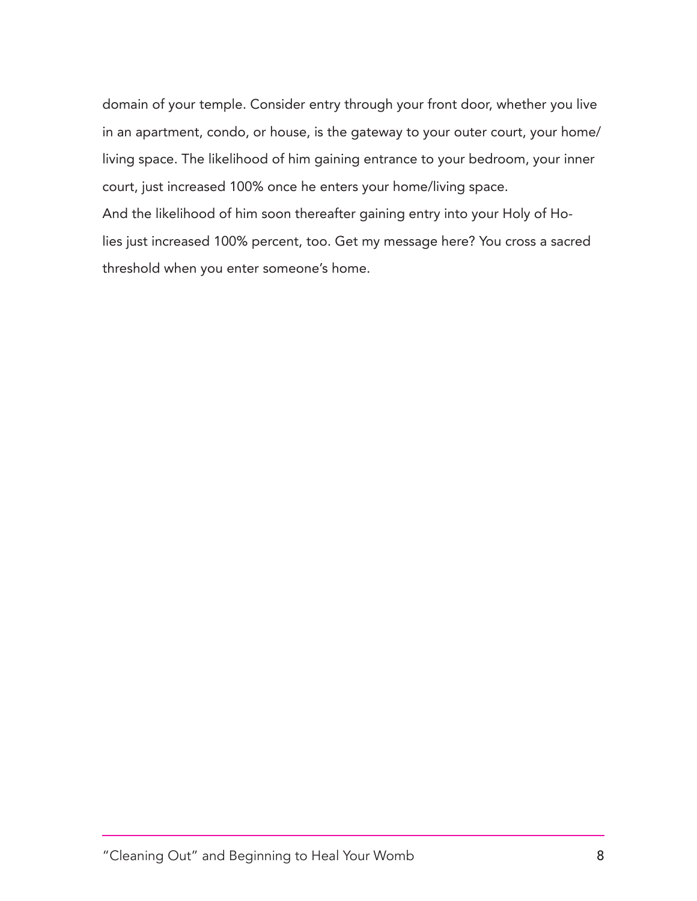domain of your temple. Consider entry through your front door, whether you live in an apartment, condo, or house, is the gateway to your outer court, your home/living space. The likelihood of him gaining entrance to your bedroom, your inner court, just increased 100% once he enters your home/living space.

And the likelihood of him soon thereafter gaining entry into your Holy of Holies just increased 100% percent, too. Get my message here? You cross a sacred threshold when you enter someone's home.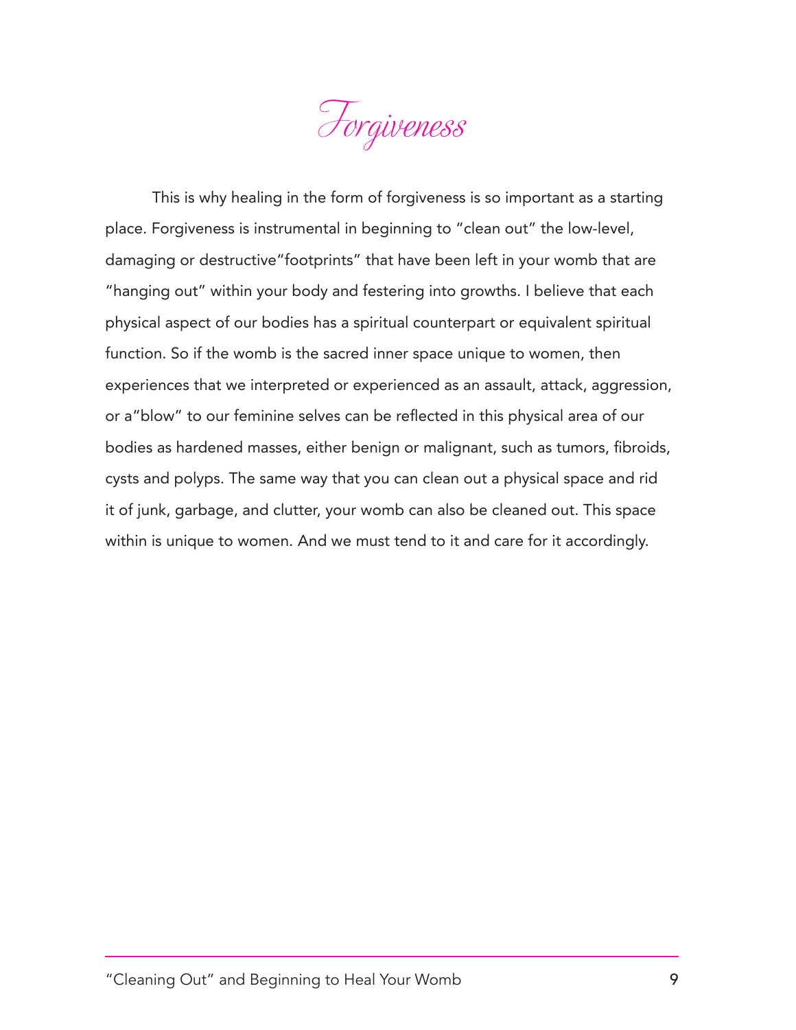# Forgiveness

This is why healing in the form of forgiveness is so important as a starting place. Forgiveness is instrumental in beginning to "clean out" the low-level, damaging or destructive"footprints" that have been left in your womb that are "hanging out" within your body and festering into growths. I believe that each physical aspect of our bodies has a spiritual counterpart or equivalent spiritual function. So if the womb is the sacred inner space unique to women, then experiences that we interpreted or experienced as an assault, attack, aggression, or a"blow" to our feminine selves can be reflected in this physical area of our bodies as hardened masses, either benign or malignant, such as tumors, fibroids, cysts and polyps. The same way that you can clean out a physical space and rid it of junk, garbage, and clutter, your womb can also be cleaned out. This space within is unique to women. And we must tend to it and care for it accordingly.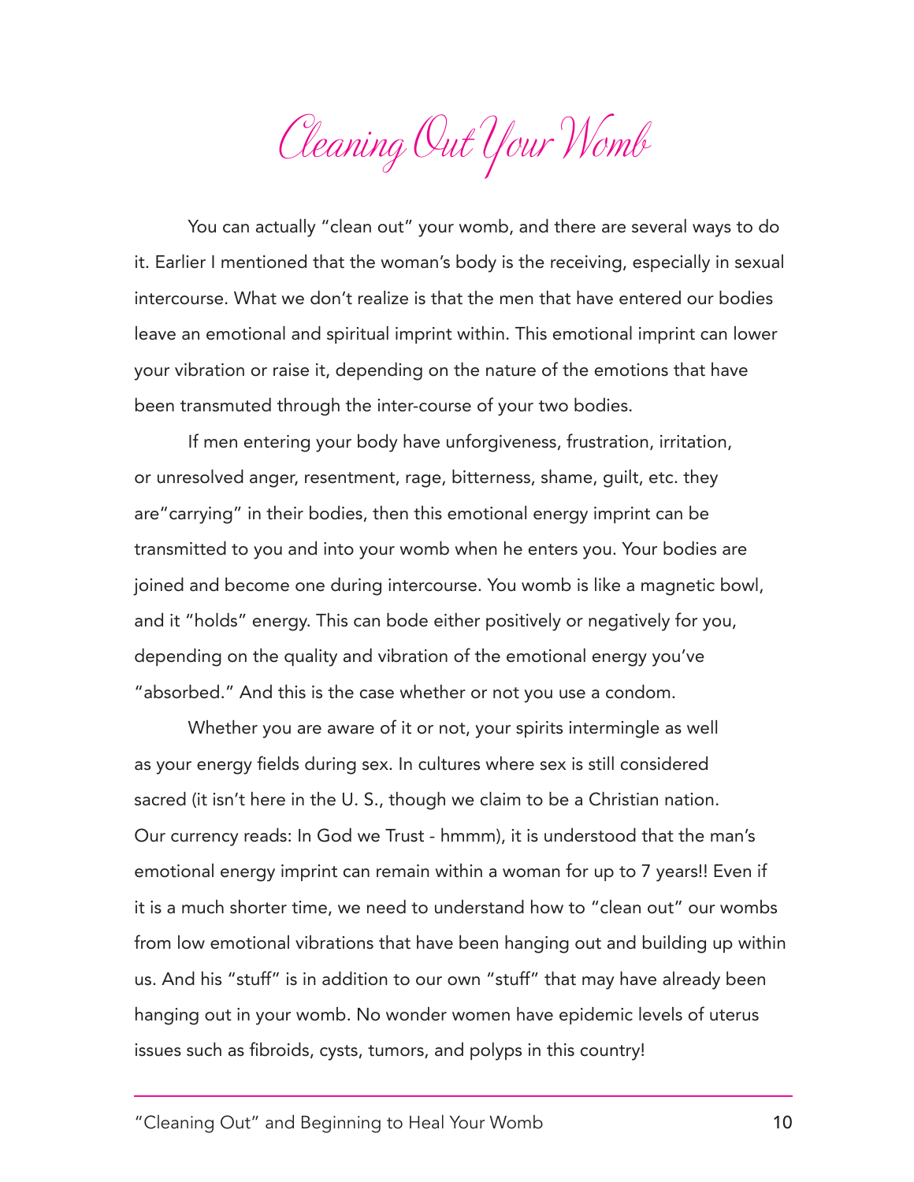# Cleaning Out Your Womb

You can actually "clean out" your womb, and there are several ways to do it. Earlier I mentioned that the woman's body is the receiving, especially in sexual intercourse. What we don't realize is that the men that have entered our bodies leave an emotional and spiritual imprint within. This emotional imprint can lower your vibration or raise it, depending on the nature of the emotions that have been transmuted through the inter-course of your two bodies.

If men entering your body have unforgiveness, frustration, irritation, or unresolved anger, resentment, rage, bitterness, shame, guilt, etc. they are"carrying" in their bodies, then this emotional energy imprint can be transmitted to you and into your womb when he enters you. Your bodies are joined and become one during intercourse. You womb is like a magnetic bowl, and it "holds" energy. This can bode either positively or negatively for you, depending on the quality and vibration of the emotional energy you've "absorbed." And this is the case whether or not you use a condom.

Whether you are aware of it or not, your spirits intermingle as well as your energy fields during sex. In cultures where sex is still considered sacred (it isn't here in the U. S., though we claim to be a Christian nation. Our currency reads: In God we Trust - hmmm), it is understood that the man's emotional energy imprint can remain within a woman for up to 7 years!! Even if it is a much shorter time, we need to understand how to "clean out" our wombs from low emotional vibrations that have been hanging out and building up within us. And his "stuff" is in addition to our own "stuff" that may have already been hanging out in your womb. No wonder women have epidemic levels of uterus issues such as fibroids, cysts, tumors, and polyps in this country!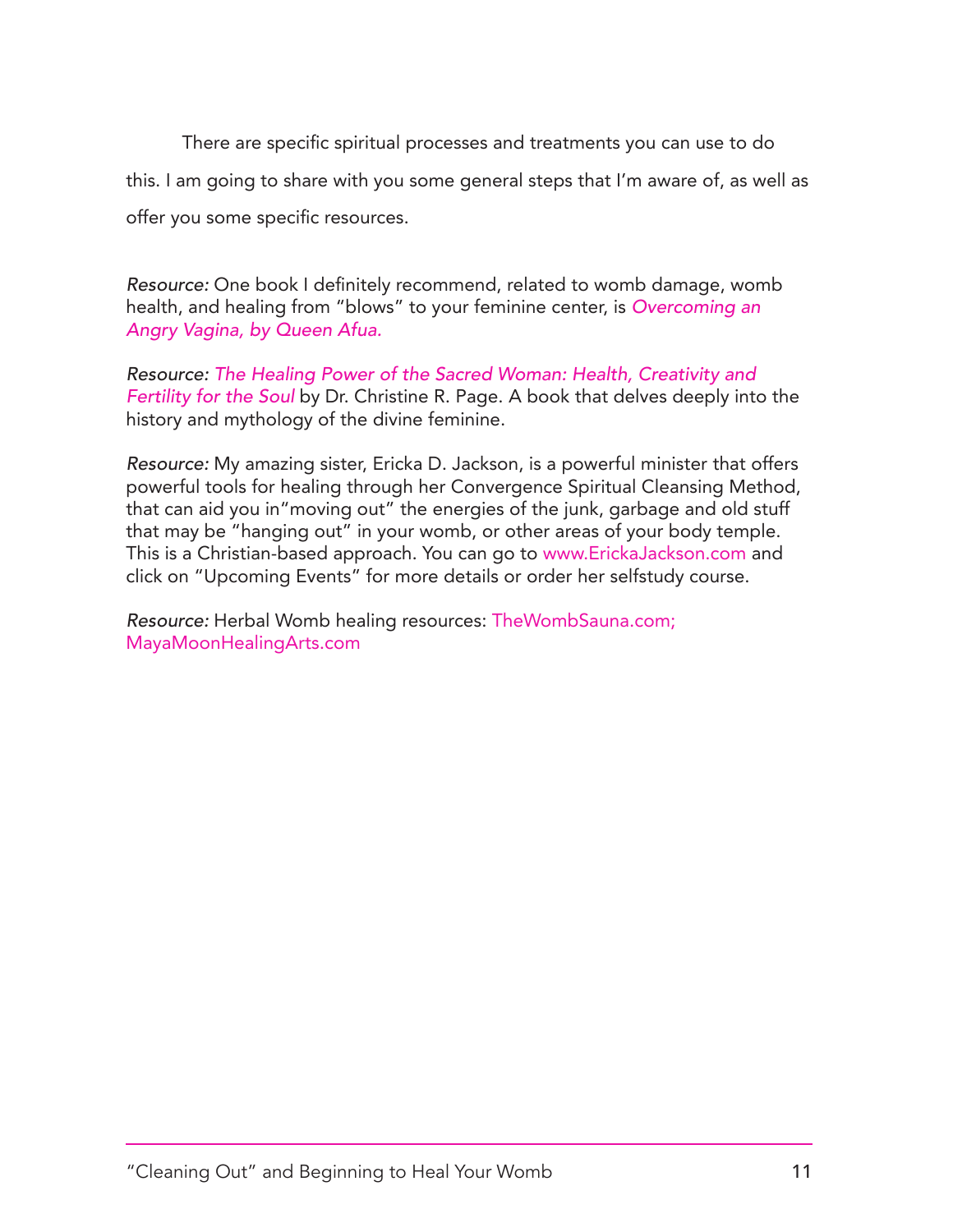There are specific spiritual processes and treatments you can use to do this. I am going to share with you some general steps that I'm aware of, as well as offer you some specific resources.

*Resource:* One book I definitely recommend, related to womb damage, womb health, and healing from "blows" to your feminine center, is *Overcoming an Angry Vagina, by Queen Afua.*

*Resource:* *The Healing Power of the Sacred Woman: Health, Creativity and Fertility for the Soul* by Dr. Christine R. Page. A book that delves deeply into the history and mythology of the divine feminine.

*Resource:* My amazing sister, Ericka D. Jackson, is a powerful minister that offers powerful tools for healing through her Convergence Spiritual Cleansing Method, that can aid you in"moving out" the energies of the junk, garbage and old stuff that may be "hanging out" in your womb, or other areas of your body temple. This is a Christian-based approach. You can go to www.ErickaJackson.com and click on "Upcoming Events" for more details or order her selfstudy course.

*Resource:* Herbal Womb healing resources: TheWombSauna.com; MayaMoonHealingArts.com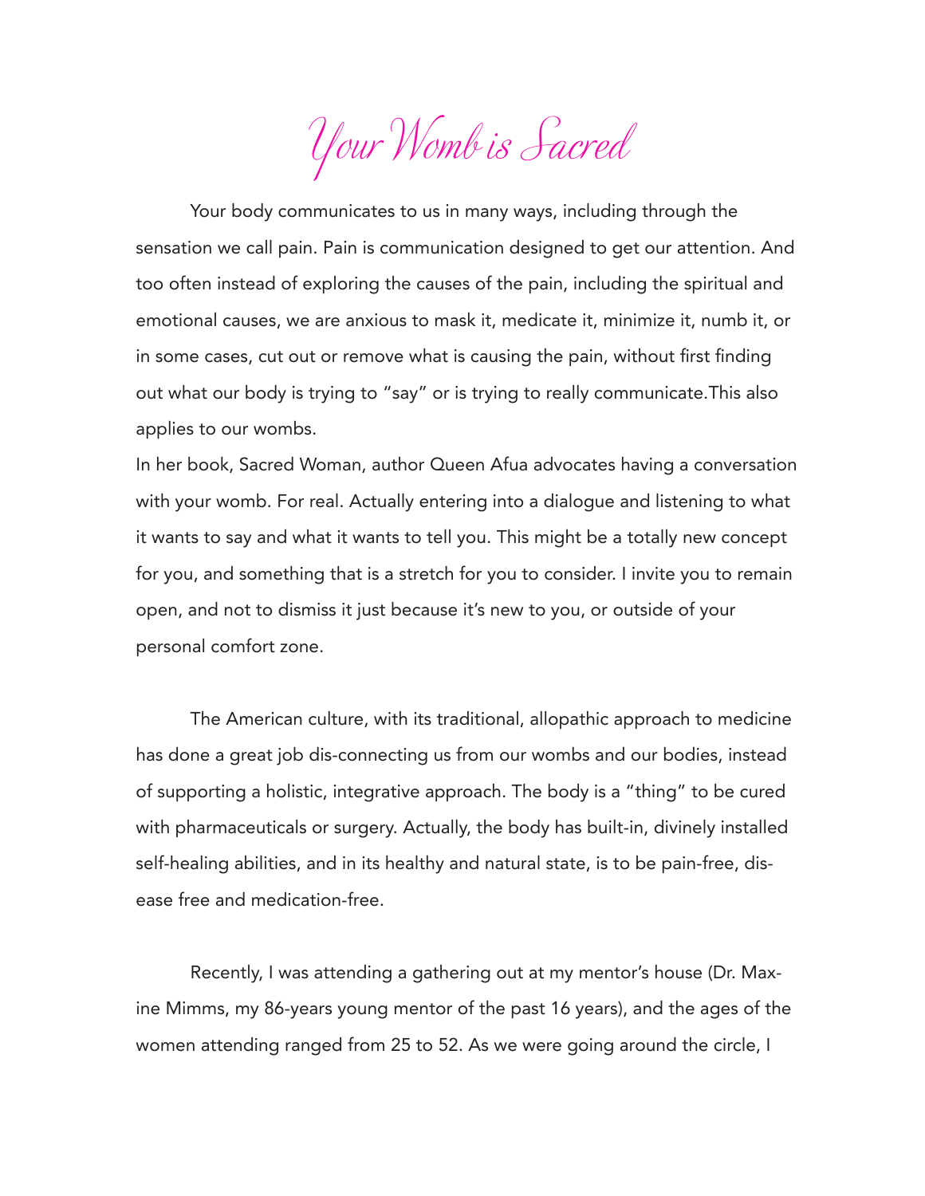# Your Womb is Sacred

Your body communicates to us in many ways, including through the sensation we call pain. Pain is communication designed to get our attention. And too often instead of exploring the causes of the pain, including the spiritual and emotional causes, we are anxious to mask it, medicate it, minimize it, numb it, or in some cases, cut out or remove what is causing the pain, without first finding out what our body is trying to "say" or is trying to really communicate.This also applies to our wombs.

In her book, Sacred Woman, author Queen Afua advocates having a conversation with your womb. For real. Actually entering into a dialogue and listening to what it wants to say and what it wants to tell you. This might be a totally new concept for you, and something that is a stretch for you to consider. I invite you to remain open, and not to dismiss it just because it's new to you, or outside of your personal comfort zone.

The American culture, with its traditional, allopathic approach to medicine has done a great job dis-connecting us from our wombs and our bodies, instead of supporting a holistic, integrative approach. The body is a "thing" to be cured with pharmaceuticals or surgery. Actually, the body has built-in, divinely installed self-healing abilities, and in its healthy and natural state, is to be pain-free, dis-ease free and medication-free.

Recently, I was attending a gathering out at my mentor's house (Dr. Maxine Mimms, my 86-years young mentor of the past 16 years), and the ages of the women attending ranged from 25 to 52. As we were going around the circle, I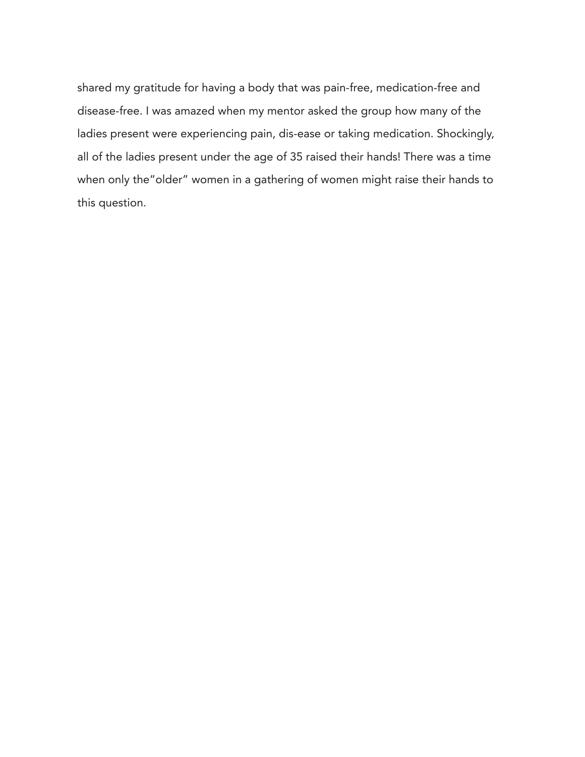shared my gratitude for having a body that was pain-free, medication-free and disease-free. I was amazed when my mentor asked the group how many of the ladies present were experiencing pain, dis-ease or taking medication. Shockingly, all of the ladies present under the age of 35 raised their hands! There was a time when only the"older" women in a gathering of women might raise their hands to this question.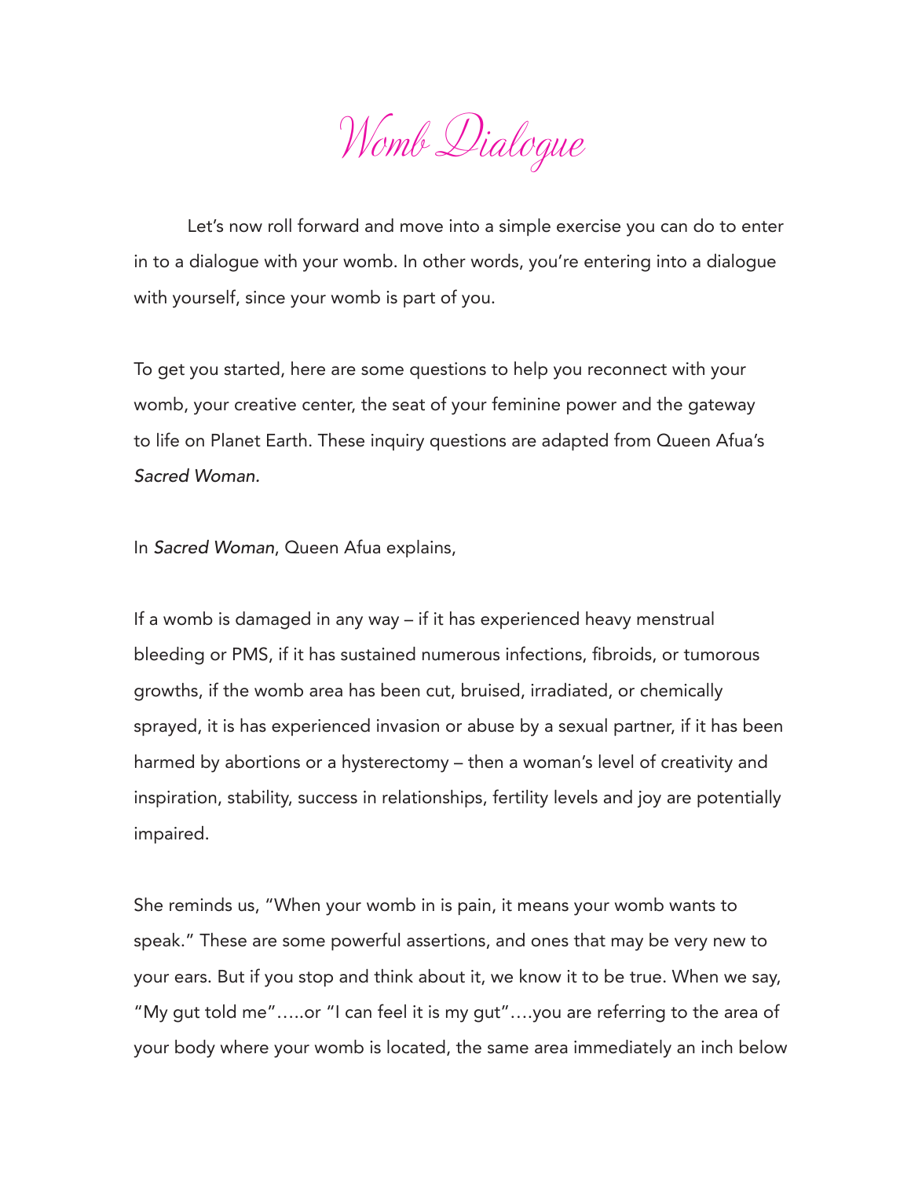# Womb Dialogue

Let's now roll forward and move into a simple exercise you can do to enter in to a dialogue with your womb. In other words, you're entering into a dialogue with yourself, since your womb is part of you.

To get you started, here are some questions to help you reconnect with your womb, your creative center, the seat of your feminine power and the gateway to life on Planet Earth. These inquiry questions are adapted from Queen Afua's *Sacred Woman.*

In *Sacred Woman*, Queen Afua explains,

If a womb is damaged in any way – if it has experienced heavy menstrual bleeding or PMS, if it has sustained numerous infections, fibroids, or tumorous growths, if the womb area has been cut, bruised, irradiated, or chemically sprayed, it is has experienced invasion or abuse by a sexual partner, if it has been harmed by abortions or a hysterectomy – then a woman's level of creativity and inspiration, stability, success in relationships, fertility levels and joy are potentially impaired.

She reminds us, "When your womb in is pain, it means your womb wants to speak." These are some powerful assertions, and ones that may be very new to your ears. But if you stop and think about it, we know it to be true. When we say, "My gut told me"…..or "I can feel it is my gut"….you are referring to the area of your body where your womb is located, the same area immediately an inch below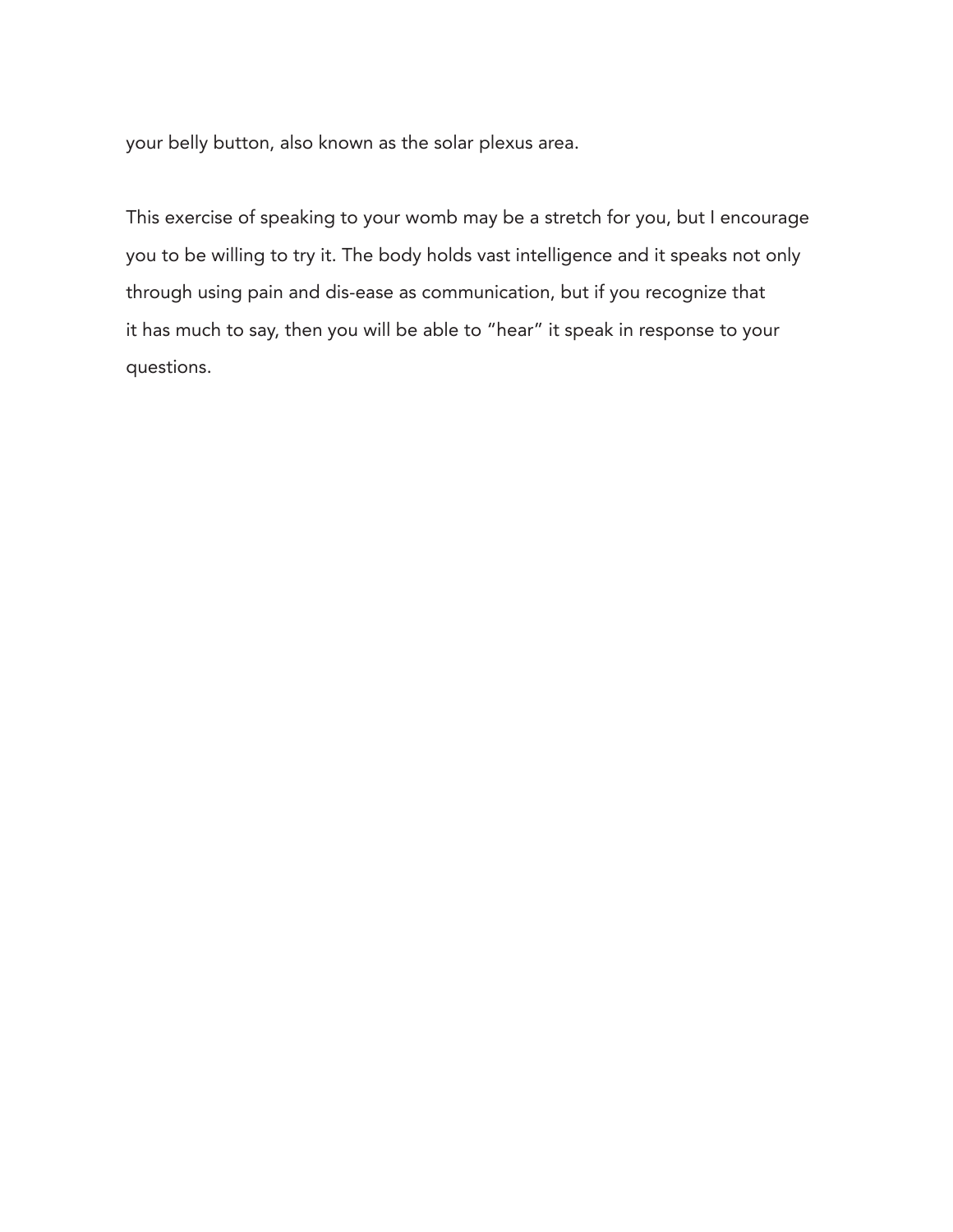your belly button, also known as the solar plexus area.

This exercise of speaking to your womb may be a stretch for you, but I encourage you to be willing to try it. The body holds vast intelligence and it speaks not only through using pain and dis-ease as communication, but if you recognize that it has much to say, then you will be able to "hear" it speak in response to your questions.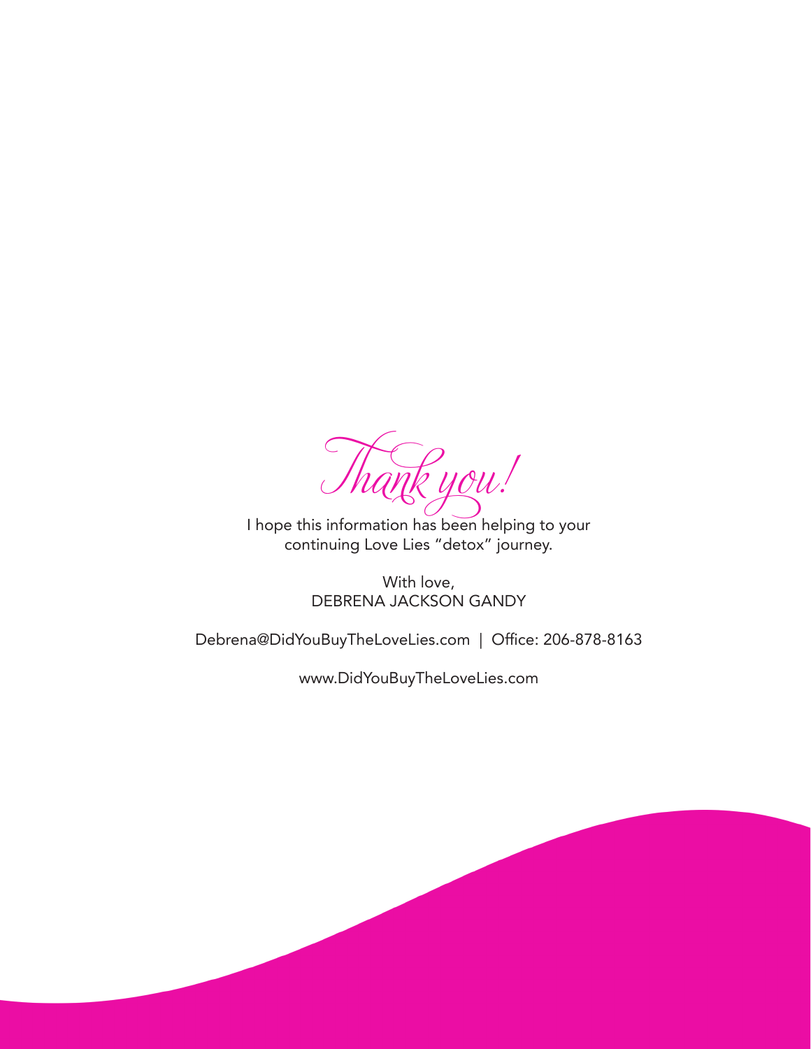*Thank you!*

I hope this information has been helping to your continuing Love Lies "detox" journey.

With love,
DEBRENA JACKSON GANDY

Debrena@DidYouBuyTheLoveLies.com | Office: 206-878-8163

www.DidYouBuyTheLoveLies.com